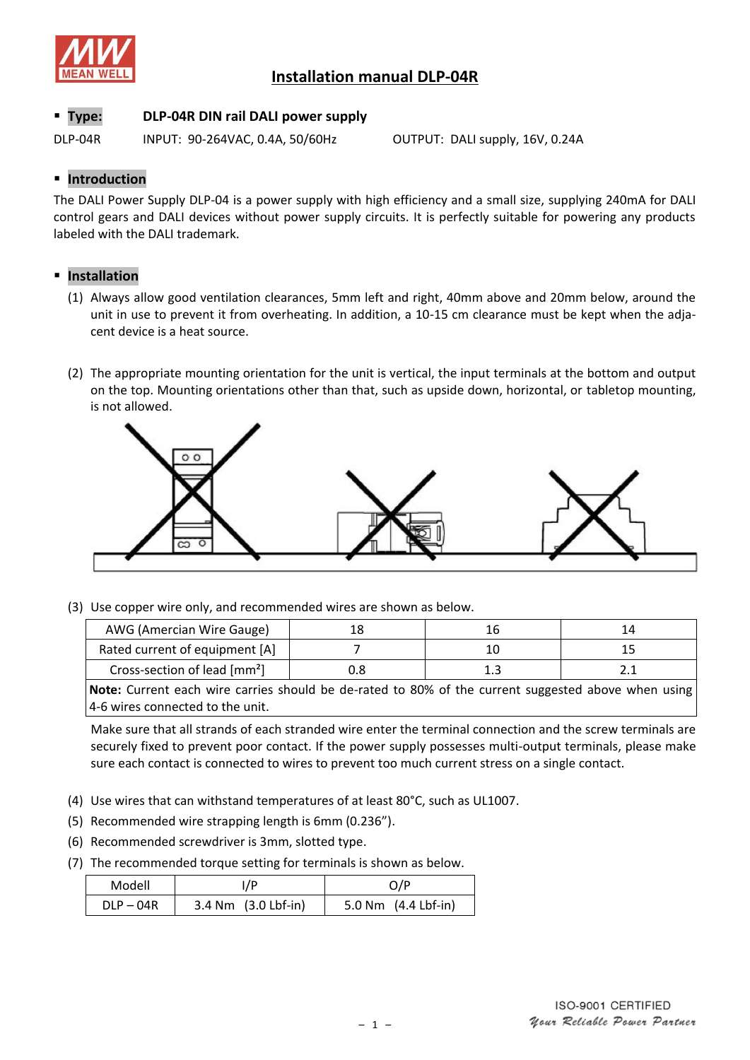# Installation manual DLP-04R

- **Type:** **DLP-04R DIN rail DALI power supply**

DLP-04R INPUT: 90-264VAC, 0.4A, 50/60Hz OUTPUT: DALI supply, 16V, 0.24A

- **Introduction**

The DALI Power Supply DLP-04 is a power supply with high efficiency and a small size, supplying 240mA for DALI control gears and DALI devices without power supply circuits. It is perfectly suitable for powering any products labeled with the DALI trademark.

- **Installation**

(1) Always allow good ventilation clearances, 5mm left and right, 40mm above and 20mm below, around the unit in use to prevent it from overheating. In addition, a 10-15 cm clearance must be kept when the adjacent device is a heat source.

(2) The appropriate mounting orientation for the unit is vertical, the input terminals at the bottom and output on the top. Mounting orientations other than that, such as upside down, horizontal, or tabletop mounting, is not allowed.

(3) Use copper wire only, and recommended wires are shown as below.

| AWG (Amercian Wire Gauge) | 18 | 16 | 14 |
|---|---|---|---|
| Rated current of equipment [A] | 7 | 10 | 15 |
| Cross-section of lead [mm²] | 0.8 | 1.3 | 2.1 |
| **Note:** Current each wire carries should be de-rated to 80% of the current suggested above when using 4-6 wires connected to the unit. | | | |

Make sure that all strands of each stranded wire enter the terminal connection and the screw terminals are securely fixed to prevent poor contact. If the power supply possesses multi-output terminals, please make sure each contact is connected to wires to prevent too much current stress on a single contact.

(4) Use wires that can withstand temperatures of at least 80°C, such as UL1007.

(5) Recommended wire strapping length is 6mm (0.236").

(6) Recommended screwdriver is 3mm, slotted type.

(7) The recommended torque setting for terminals is shown as below.

| Modell | I/P | O/P |
|---|---|---|
| DLP – 04R | 3.4 Nm (3.0 Lbf-in) | 5.0 Nm (4.4 Lbf-in) |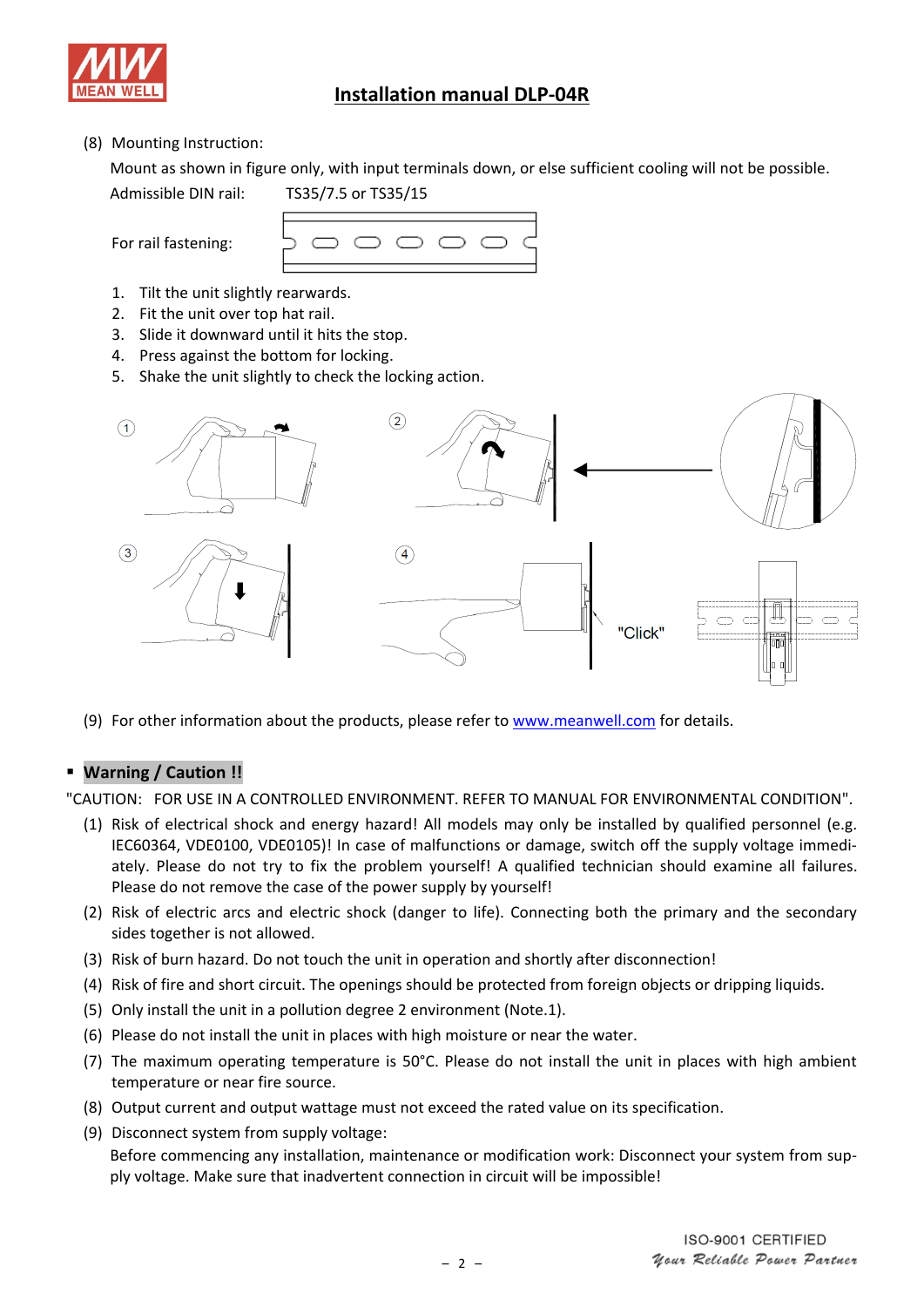# Installation manual DLP-04R

(8) Mounting Instruction:

Mount as shown in figure only, with input terminals down, or else sufficient cooling will not be possible.

Admissible DIN rail: TS35/7.5 or TS35/15

For rail fastening:

1. Tilt the unit slightly rearwards.
2. Fit the unit over top hat rail.
3. Slide it downward until it hits the stop.
4. Press against the bottom for locking.
5. Shake the unit slightly to check the locking action.

"Click"

(9) For other information about the products, please refer to www.meanwell.com for details.

- **Warning / Caution !!**

"CAUTION: FOR USE IN A CONTROLLED ENVIRONMENT. REFER TO MANUAL FOR ENVIRONMENTAL CONDITION".

(1) Risk of electrical shock and energy hazard! All models may only be installed by qualified personnel (e.g. IEC60364, VDE0100, VDE0105)! In case of malfunctions or damage, switch off the supply voltage immediately. Please do not try to fix the problem yourself! A qualified technician should examine all failures. Please do not remove the case of the power supply by yourself!

(2) Risk of electric arcs and electric shock (danger to life). Connecting both the primary and the secondary sides together is not allowed.

(3) Risk of burn hazard. Do not touch the unit in operation and shortly after disconnection!

(4) Risk of fire and short circuit. The openings should be protected from foreign objects or dripping liquids.

(5) Only install the unit in a pollution degree 2 environment (Note.1).

(6) Please do not install the unit in places with high moisture or near the water.

(7) The maximum operating temperature is 50°C. Please do not install the unit in places with high ambient temperature or near fire source.

(8) Output current and output wattage must not exceed the rated value on its specification.

(9) Disconnect system from supply voltage:

Before commencing any installation, maintenance or modification work: Disconnect your system from supply voltage. Make sure that inadvertent connection in circuit will be impossible!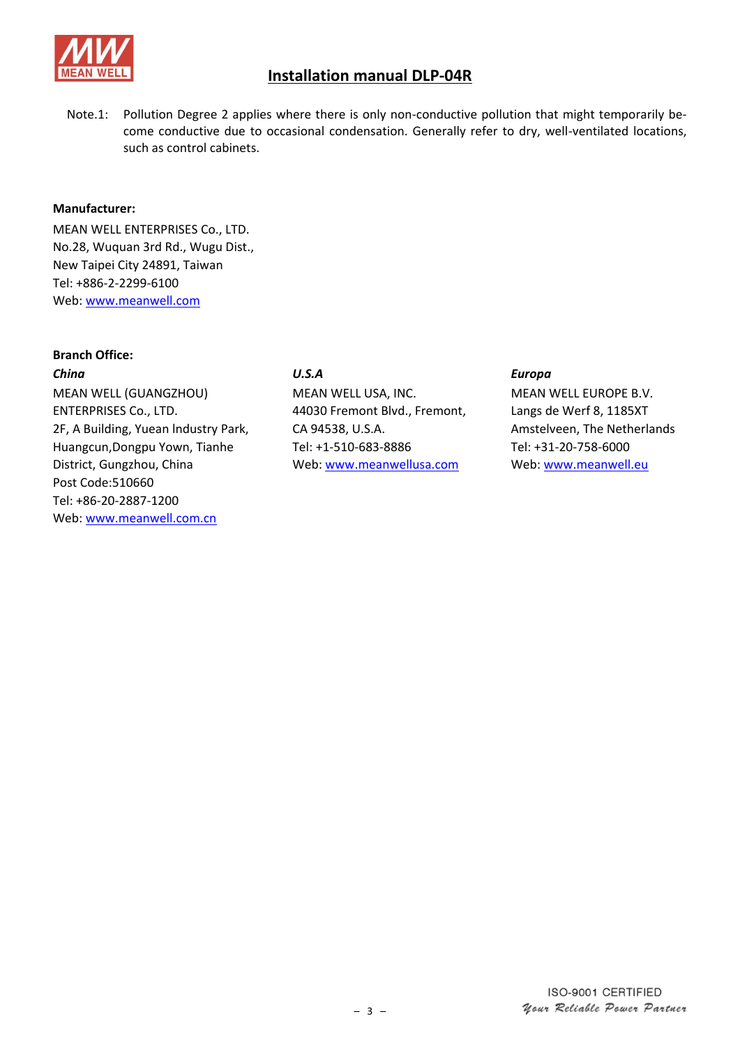Note.1: Pollution Degree 2 applies where there is only non-conductive pollution that might temporarily become conductive due to occasional condensation. Generally refer to dry, well-ventilated locations, such as control cabinets.

**Manufacturer:**

MEAN WELL ENTERPRISES Co., LTD.
No.28, Wuquan 3rd Rd., Wugu Dist.,
New Taipei City 24891, Taiwan
Tel: +886-2-2299-6100
Web: www.meanwell.com

**Branch Office:**

***China***

MEAN WELL (GUANGZHOU) ENTERPRISES Co., LTD.
2F, A Building, Yuean Industry Park, Huangcun,Dongpu Yown, Tianhe District, Gungzhou, China
Post Code:510660
Tel: +86-20-2887-1200
Web: www.meanwell.com.cn

***U.S.A***

MEAN WELL USA, INC.
44030 Fremont Blvd., Fremont, CA 94538, U.S.A.
Tel: +1-510-683-8886
Web: www.meanwellusa.com

***Europa***

MEAN WELL EUROPE B.V.
Langs de Werf 8, 1185XT
Amstelveen, The Netherlands
Tel: +31-20-758-6000
Web: www.meanwell.eu